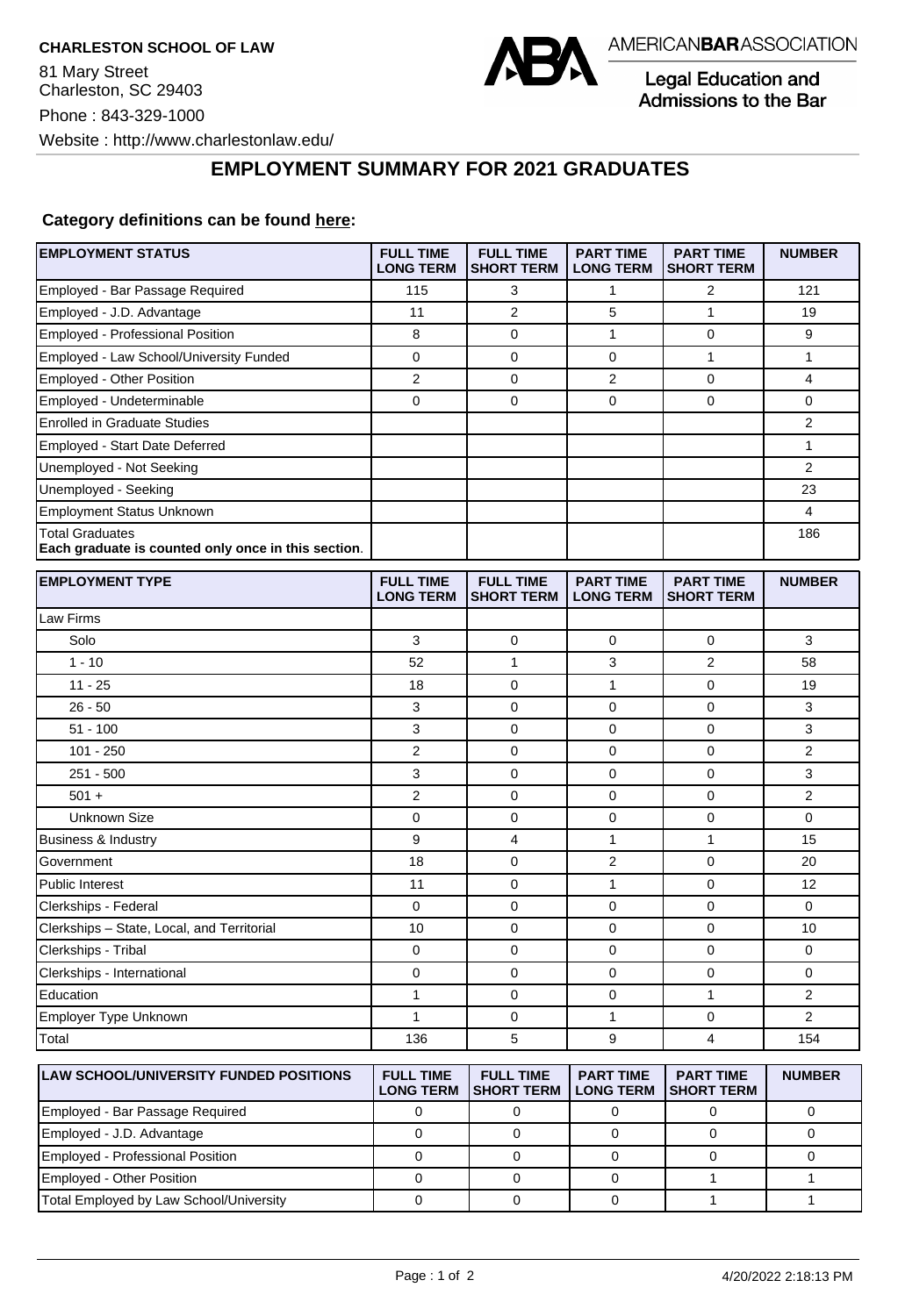**CHARLESTON SCHOOL OF LAW**

81 Mary Street
Charleston, SC 29403

Phone : 843-329-1000

Website : http://www.charlestonlaw.edu/

AMERICANBARASSOCIATION

Legal Education and Admissions to the Bar

## EMPLOYMENT SUMMARY FOR 2021 GRADUATES

**Category definitions can be found here:**

| EMPLOYMENT STATUS | FULL TIME LONG TERM | FULL TIME SHORT TERM | PART TIME LONG TERM | PART TIME SHORT TERM | NUMBER |
|---|---|---|---|---|---|
| Employed - Bar Passage Required | 115 | 3 | 1 | 2 | 121 |
| Employed - J.D. Advantage | 11 | 2 | 5 | 1 | 19 |
| Employed - Professional Position | 8 | 0 | 1 | 0 | 9 |
| Employed - Law School/University Funded | 0 | 0 | 0 | 1 | 1 |
| Employed - Other Position | 2 | 0 | 2 | 0 | 4 |
| Employed - Undeterminable | 0 | 0 | 0 | 0 | 0 |
| Enrolled in Graduate Studies | | | | | 2 |
| Employed - Start Date Deferred | | | | | 1 |
| Unemployed - Not Seeking | | | | | 2 |
| Unemployed - Seeking | | | | | 23 |
| Employment Status Unknown | | | | | 4 |
| Total Graduates **Each graduate is counted only once in this section**. | | | | | 186 |

| EMPLOYMENT TYPE | FULL TIME LONG TERM | FULL TIME SHORT TERM | PART TIME LONG TERM | PART TIME SHORT TERM | NUMBER |
|---|---|---|---|---|---|
| Law Firms | | | | | |
| Solo | 3 | 0 | 0 | 0 | 3 |
| 1 - 10 | 52 | 1 | 3 | 2 | 58 |
| 11 - 25 | 18 | 0 | 1 | 0 | 19 |
| 26 - 50 | 3 | 0 | 0 | 0 | 3 |
| 51 - 100 | 3 | 0 | 0 | 0 | 3 |
| 101 - 250 | 2 | 0 | 0 | 0 | 2 |
| 251 - 500 | 3 | 0 | 0 | 0 | 3 |
| 501 + | 2 | 0 | 0 | 0 | 2 |
| Unknown Size | 0 | 0 | 0 | 0 | 0 |
| Business & Industry | 9 | 4 | 1 | 1 | 15 |
| Government | 18 | 0 | 2 | 0 | 20 |
| Public Interest | 11 | 0 | 1 | 0 | 12 |
| Clerkships - Federal | 0 | 0 | 0 | 0 | 0 |
| Clerkships – State, Local, and Territorial | 10 | 0 | 0 | 0 | 10 |
| Clerkships - Tribal | 0 | 0 | 0 | 0 | 0 |
| Clerkships - International | 0 | 0 | 0 | 0 | 0 |
| Education | 1 | 0 | 0 | 1 | 2 |
| Employer Type Unknown | 1 | 0 | 1 | 0 | 2 |
| Total | 136 | 5 | 9 | 4 | 154 |

| LAW SCHOOL/UNIVERSITY FUNDED POSITIONS | FULL TIME LONG TERM | FULL TIME SHORT TERM | PART TIME LONG TERM | PART TIME SHORT TERM | NUMBER |
|---|---|---|---|---|---|
| Employed - Bar Passage Required | 0 | 0 | 0 | 0 | 0 |
| Employed - J.D. Advantage | 0 | 0 | 0 | 0 | 0 |
| Employed - Professional Position | 0 | 0 | 0 | 0 | 0 |
| Employed - Other Position | 0 | 0 | 0 | 1 | 1 |
| Total Employed by Law School/University | 0 | 0 | 0 | 1 | 1 |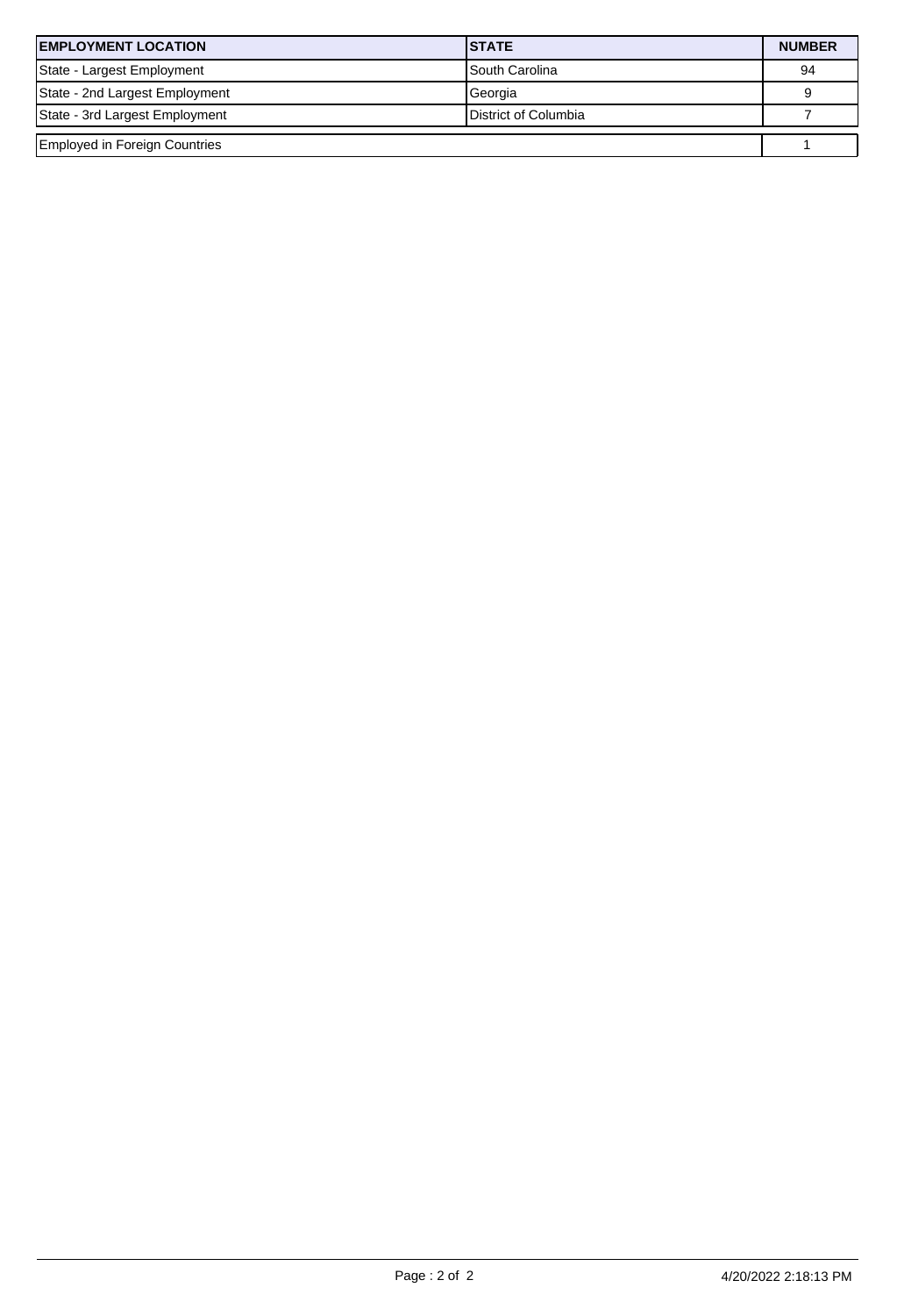| EMPLOYMENT LOCATION | STATE | NUMBER |
|---|---|---|
| State - Largest Employment | South Carolina | 94 |
| State - 2nd Largest Employment | Georgia | 9 |
| State - 3rd Largest Employment | District of Columbia | 7 |
| Employed in Foreign Countries | | 1 |